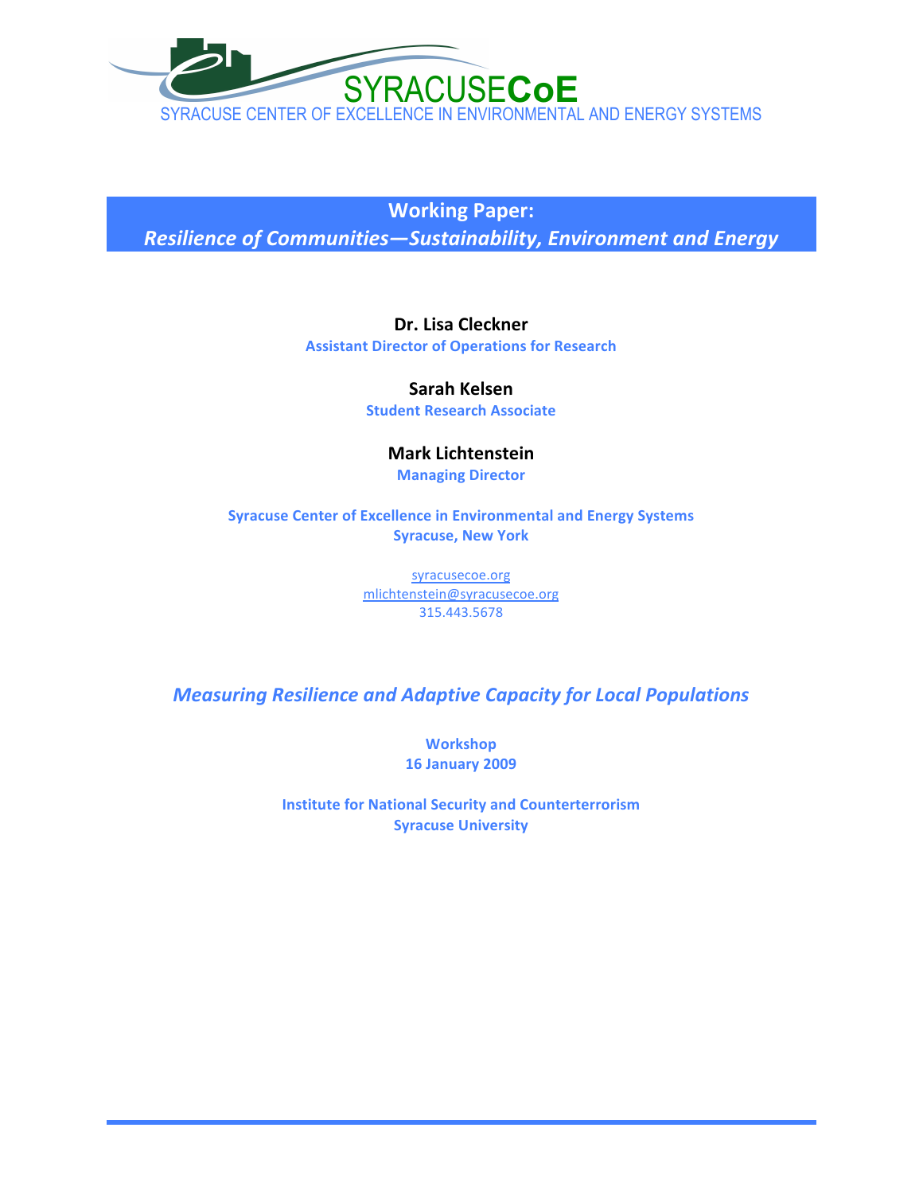SYRACUSE**CoE**

SYRACUSE CENTER OF EXCELLENCE IN ENVIRONMENTAL AND ENERGY SYSTEMS

# Working Paper:
## *Resilience of Communities—Sustainability, Environment and Energy*

**Dr. Lisa Cleckner**
**Assistant Director of Operations for Research**

**Sarah Kelsen**
**Student Research Associate**

**Mark Lichtenstein**
**Managing Director**

**Syracuse Center of Excellence in Environmental and Energy Systems**
**Syracuse, New York**

syracusecoe.org
mlichtenstein@syracusecoe.org
315.443.5678

***Measuring Resilience and Adaptive Capacity for Local Populations***

**Workshop**
**16 January 2009**

**Institute for National Security and Counterterrorism**
**Syracuse University**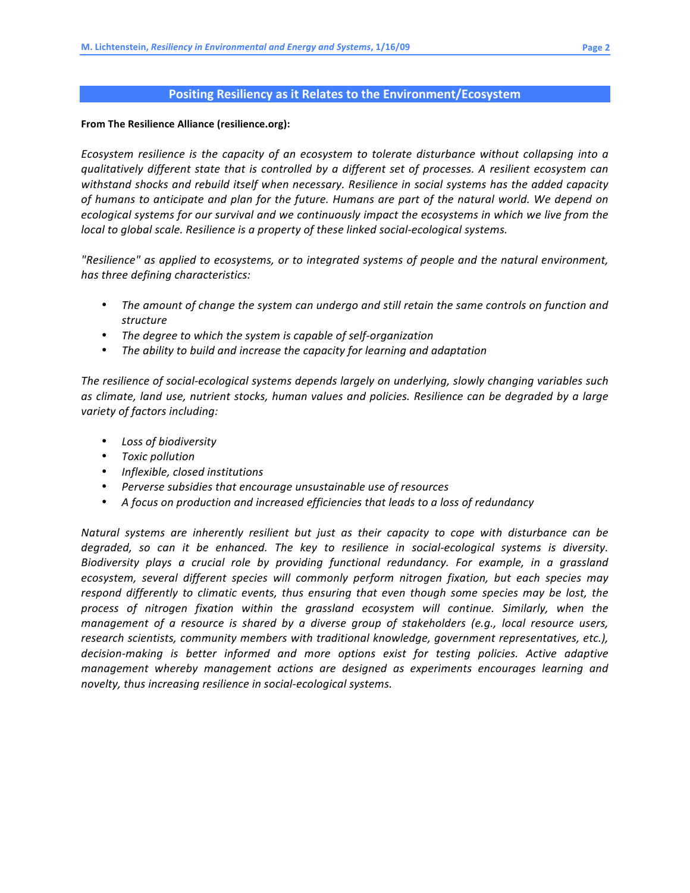## Positing Resiliency as it Relates to the Environment/Ecosystem

**From The Resilience Alliance (resilience.org):**

*Ecosystem resilience is the capacity of an ecosystem to tolerate disturbance without collapsing into a qualitatively different state that is controlled by a different set of processes. A resilient ecosystem can withstand shocks and rebuild itself when necessary. Resilience in social systems has the added capacity of humans to anticipate and plan for the future. Humans are part of the natural world. We depend on ecological systems for our survival and we continuously impact the ecosystems in which we live from the local to global scale. Resilience is a property of these linked social-ecological systems.*

*"Resilience" as applied to ecosystems, or to integrated systems of people and the natural environment, has three defining characteristics:*

- *The amount of change the system can undergo and still retain the same controls on function and structure*
- *The degree to which the system is capable of self-organization*
- *The ability to build and increase the capacity for learning and adaptation*

*The resilience of social-ecological systems depends largely on underlying, slowly changing variables such as climate, land use, nutrient stocks, human values and policies. Resilience can be degraded by a large variety of factors including:*

- *Loss of biodiversity*
- *Toxic pollution*
- *Inflexible, closed institutions*
- *Perverse subsidies that encourage unsustainable use of resources*
- *A focus on production and increased efficiencies that leads to a loss of redundancy*

*Natural systems are inherently resilient but just as their capacity to cope with disturbance can be degraded, so can it be enhanced. The key to resilience in social-ecological systems is diversity. Biodiversity plays a crucial role by providing functional redundancy. For example, in a grassland ecosystem, several different species will commonly perform nitrogen fixation, but each species may respond differently to climatic events, thus ensuring that even though some species may be lost, the process of nitrogen fixation within the grassland ecosystem will continue. Similarly, when the management of a resource is shared by a diverse group of stakeholders (e.g., local resource users, research scientists, community members with traditional knowledge, government representatives, etc.), decision-making is better informed and more options exist for testing policies. Active adaptive management whereby management actions are designed as experiments encourages learning and novelty, thus increasing resilience in social-ecological systems.*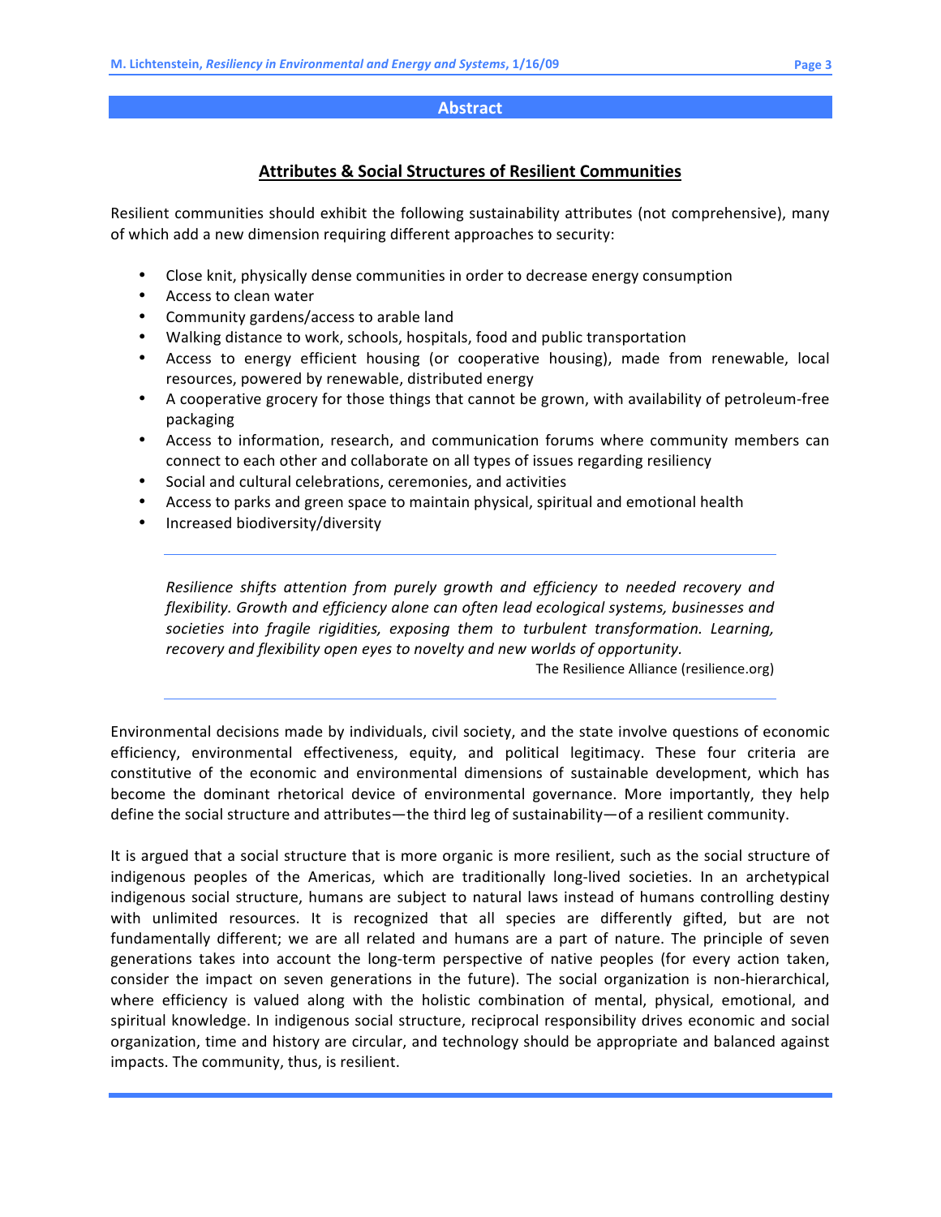## Abstract

### Attributes & Social Structures of Resilient Communities

Resilient communities should exhibit the following sustainability attributes (not comprehensive), many of which add a new dimension requiring different approaches to security:

- Close knit, physically dense communities in order to decrease energy consumption
- Access to clean water
- Community gardens/access to arable land
- Walking distance to work, schools, hospitals, food and public transportation
- Access to energy efficient housing (or cooperative housing), made from renewable, local resources, powered by renewable, distributed energy
- A cooperative grocery for those things that cannot be grown, with availability of petroleum-free packaging
- Access to information, research, and communication forums where community members can connect to each other and collaborate on all types of issues regarding resiliency
- Social and cultural celebrations, ceremonies, and activities
- Access to parks and green space to maintain physical, spiritual and emotional health
- Increased biodiversity/diversity

---

> *Resilience shifts attention from purely growth and efficiency to needed recovery and flexibility. Growth and efficiency alone can often lead ecological systems, businesses and societies into fragile rigidities, exposing them to turbulent transformation. Learning, recovery and flexibility open eyes to novelty and new worlds of opportunity.*
>
> The Resilience Alliance (resilience.org)

---

Environmental decisions made by individuals, civil society, and the state involve questions of economic efficiency, environmental effectiveness, equity, and political legitimacy. These four criteria are constitutive of the economic and environmental dimensions of sustainable development, which has become the dominant rhetorical device of environmental governance. More importantly, they help define the social structure and attributes—the third leg of sustainability—of a resilient community.

It is argued that a social structure that is more organic is more resilient, such as the social structure of indigenous peoples of the Americas, which are traditionally long-lived societies. In an archetypical indigenous social structure, humans are subject to natural laws instead of humans controlling destiny with unlimited resources. It is recognized that all species are differently gifted, but are not fundamentally different; we are all related and humans are a part of nature. The principle of seven generations takes into account the long-term perspective of native peoples (for every action taken, consider the impact on seven generations in the future). The social organization is non-hierarchical, where efficiency is valued along with the holistic combination of mental, physical, emotional, and spiritual knowledge. In indigenous social structure, reciprocal responsibility drives economic and social organization, time and history are circular, and technology should be appropriate and balanced against impacts. The community, thus, is resilient.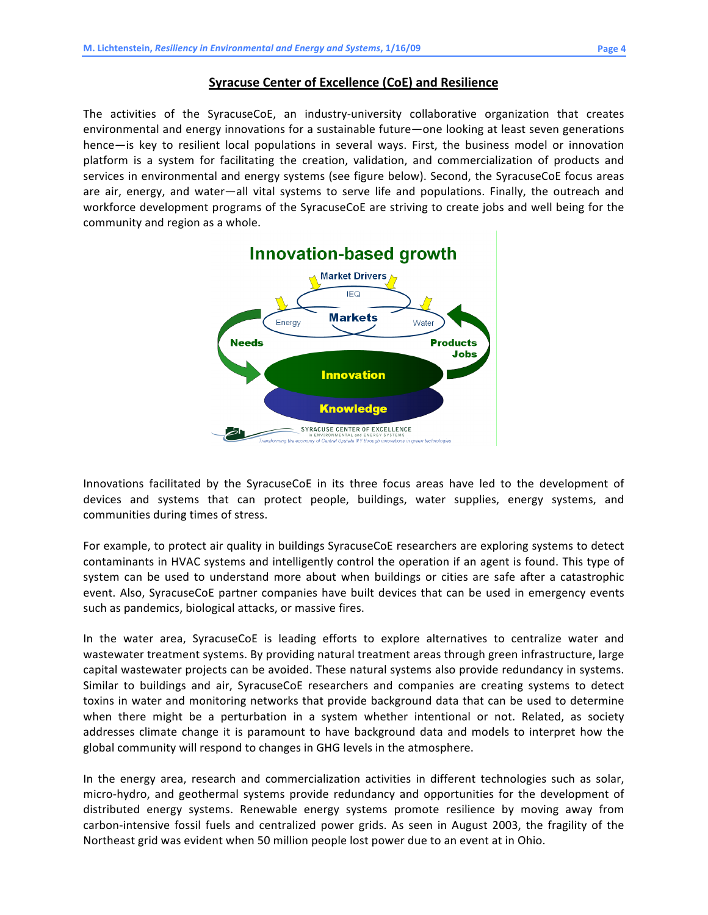## Syracuse Center of Excellence (CoE) and Resilience

The activities of the SyracuseCoE, an industry-university collaborative organization that creates environmental and energy innovations for a sustainable future—one looking at least seven generations hence—is key to resilient local populations in several ways. First, the business model or innovation platform is a system for facilitating the creation, validation, and commercialization of products and services in environmental and energy systems (see figure below). Second, the SyracuseCoE focus areas are air, energy, and water—all vital systems to serve life and populations. Finally, the outreach and workforce development programs of the SyracuseCoE are striving to create jobs and well being for the community and region as a whole.

Innovation-based growth

Market Drivers

IEQ

Energy

Markets

Water

Needs

Products

Jobs

Innovation

Knowledge

SYRACUSE CENTER OF EXCELLENCE in ENVIRONMENTAL and ENERGY SYSTEMS

Transforming the economy of Central Upstate NY through innovations in green technologies

Innovations facilitated by the SyracuseCoE in its three focus areas have led to the development of devices and systems that can protect people, buildings, water supplies, energy systems, and communities during times of stress.

For example, to protect air quality in buildings SyracuseCoE researchers are exploring systems to detect contaminants in HVAC systems and intelligently control the operation if an agent is found. This type of system can be used to understand more about when buildings or cities are safe after a catastrophic event. Also, SyracuseCoE partner companies have built devices that can be used in emergency events such as pandemics, biological attacks, or massive fires.

In the water area, SyracuseCoE is leading efforts to explore alternatives to centralize water and wastewater treatment systems. By providing natural treatment areas through green infrastructure, large capital wastewater projects can be avoided. These natural systems also provide redundancy in systems. Similar to buildings and air, SyracuseCoE researchers and companies are creating systems to detect toxins in water and monitoring networks that provide background data that can be used to determine when there might be a perturbation in a system whether intentional or not. Related, as society addresses climate change it is paramount to have background data and models to interpret how the global community will respond to changes in GHG levels in the atmosphere.

In the energy area, research and commercialization activities in different technologies such as solar, micro-hydro, and geothermal systems provide redundancy and opportunities for the development of distributed energy systems. Renewable energy systems promote resilience by moving away from carbon-intensive fossil fuels and centralized power grids. As seen in August 2003, the fragility of the Northeast grid was evident when 50 million people lost power due to an event at in Ohio.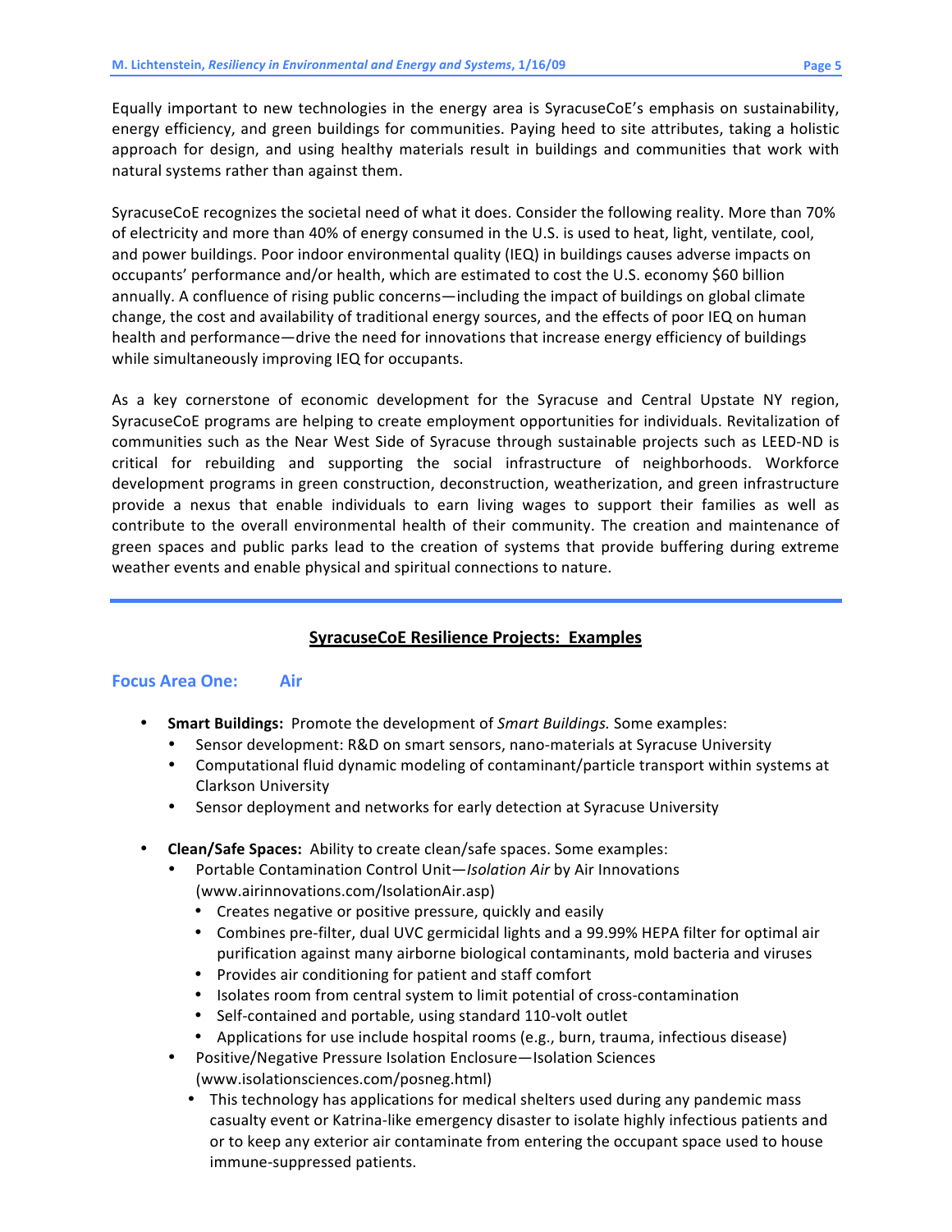Equally important to new technologies in the energy area is SyracuseCoE's emphasis on sustainability, energy efficiency, and green buildings for communities. Paying heed to site attributes, taking a holistic approach for design, and using healthy materials result in buildings and communities that work with natural systems rather than against them.

SyracuseCoE recognizes the societal need of what it does. Consider the following reality. More than 70% of electricity and more than 40% of energy consumed in the U.S. is used to heat, light, ventilate, cool, and power buildings. Poor indoor environmental quality (IEQ) in buildings causes adverse impacts on occupants' performance and/or health, which are estimated to cost the U.S. economy $60 billion annually. A confluence of rising public concerns—including the impact of buildings on global climate change, the cost and availability of traditional energy sources, and the effects of poor IEQ on human health and performance—drive the need for innovations that increase energy efficiency of buildings while simultaneously improving IEQ for occupants.

As a key cornerstone of economic development for the Syracuse and Central Upstate NY region, SyracuseCoE programs are helping to create employment opportunities for individuals. Revitalization of communities such as the Near West Side of Syracuse through sustainable projects such as LEED-ND is critical for rebuilding and supporting the social infrastructure of neighborhoods. Workforce development programs in green construction, deconstruction, weatherization, and green infrastructure provide a nexus that enable individuals to earn living wages to support their families as well as contribute to the overall environmental health of their community. The creation and maintenance of green spaces and public parks lead to the creation of systems that provide buffering during extreme weather events and enable physical and spiritual connections to nature.

---

## SyracuseCoE Resilience Projects: Examples

### Focus Area One: Air

- **Smart Buildings:** Promote the development of *Smart Buildings.* Some examples:
  - Sensor development: R&D on smart sensors, nano-materials at Syracuse University
  - Computational fluid dynamic modeling of contaminant/particle transport within systems at Clarkson University
  - Sensor deployment and networks for early detection at Syracuse University

- **Clean/Safe Spaces:** Ability to create clean/safe spaces. Some examples:
  - Portable Contamination Control Unit—*Isolation Air* by Air Innovations (www.airinnovations.com/IsolationAir.asp)
    - Creates negative or positive pressure, quickly and easily
    - Combines pre-filter, dual UVC germicidal lights and a 99.99% HEPA filter for optimal air purification against many airborne biological contaminants, mold bacteria and viruses
    - Provides air conditioning for patient and staff comfort
    - Isolates room from central system to limit potential of cross-contamination
    - Self-contained and portable, using standard 110-volt outlet
    - Applications for use include hospital rooms (e.g., burn, trauma, infectious disease)
  - Positive/Negative Pressure Isolation Enclosure—Isolation Sciences (www.isolationsciences.com/posneg.html)
    - This technology has applications for medical shelters used during any pandemic mass casualty event or Katrina-like emergency disaster to isolate highly infectious patients and or to keep any exterior air contaminate from entering the occupant space used to house immune-suppressed patients.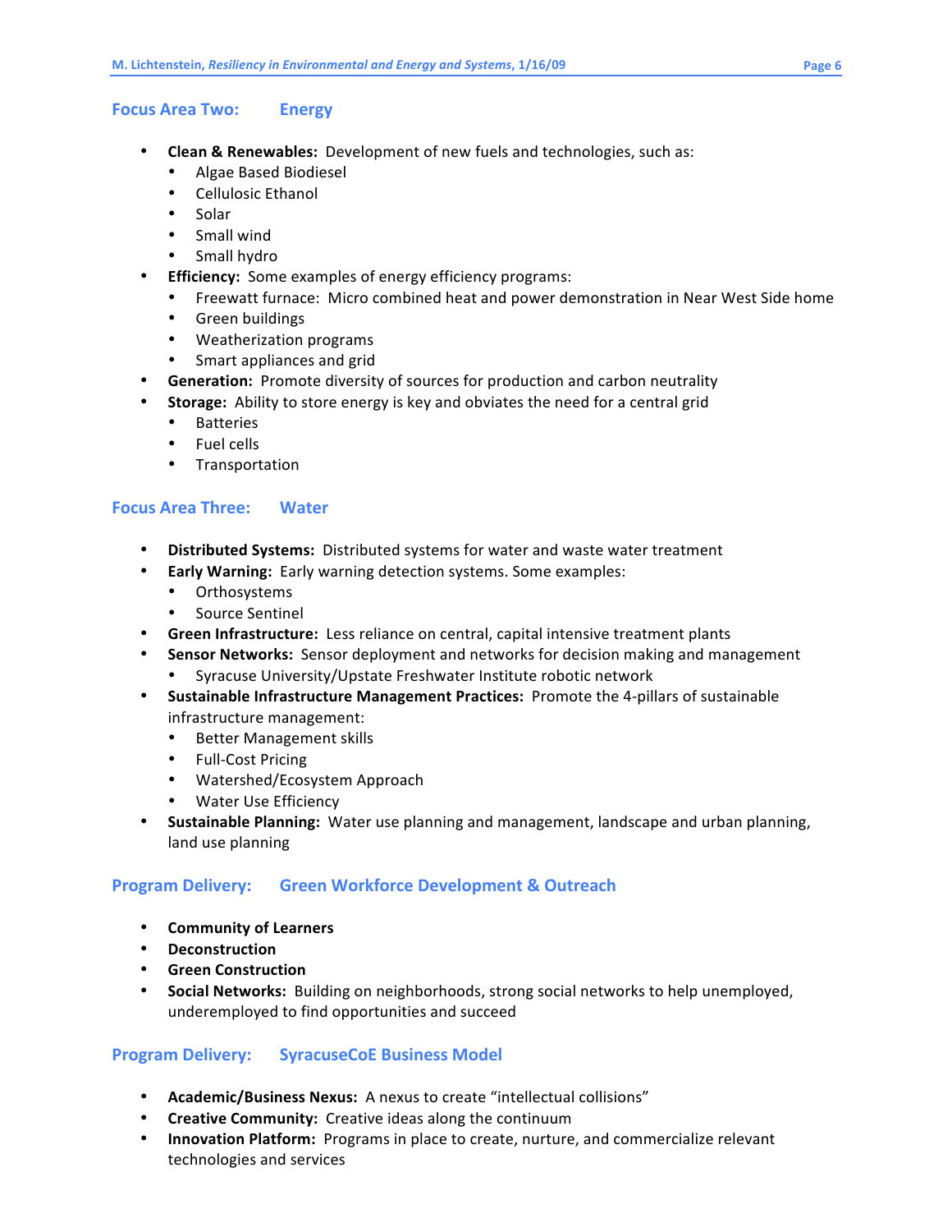## Focus Area Two: Energy

- **Clean & Renewables:** Development of new fuels and technologies, such as:
  - Algae Based Biodiesel
  - Cellulosic Ethanol
  - Solar
  - Small wind
  - Small hydro
- **Efficiency:** Some examples of energy efficiency programs:
  - Freewatt furnace: Micro combined heat and power demonstration in Near West Side home
  - Green buildings
  - Weatherization programs
  - Smart appliances and grid
- **Generation:** Promote diversity of sources for production and carbon neutrality
- **Storage:** Ability to store energy is key and obviates the need for a central grid
  - Batteries
  - Fuel cells
  - Transportation

## Focus Area Three: Water

- **Distributed Systems:** Distributed systems for water and waste water treatment
- **Early Warning:** Early warning detection systems. Some examples:
  - Orthosystems
  - Source Sentinel
- **Green Infrastructure:** Less reliance on central, capital intensive treatment plants
- **Sensor Networks:** Sensor deployment and networks for decision making and management
  - Syracuse University/Upstate Freshwater Institute robotic network
- **Sustainable Infrastructure Management Practices:** Promote the 4-pillars of sustainable infrastructure management:
  - Better Management skills
  - Full-Cost Pricing
  - Watershed/Ecosystem Approach
  - Water Use Efficiency
- **Sustainable Planning:** Water use planning and management, landscape and urban planning, land use planning

## Program Delivery: Green Workforce Development & Outreach

- **Community of Learners**
- **Deconstruction**
- **Green Construction**
- **Social Networks:** Building on neighborhoods, strong social networks to help unemployed, underemployed to find opportunities and succeed

## Program Delivery: SyracuseCoE Business Model

- **Academic/Business Nexus:** A nexus to create "intellectual collisions"
- **Creative Community:** Creative ideas along the continuum
- **Innovation Platform:** Programs in place to create, nurture, and commercialize relevant technologies and services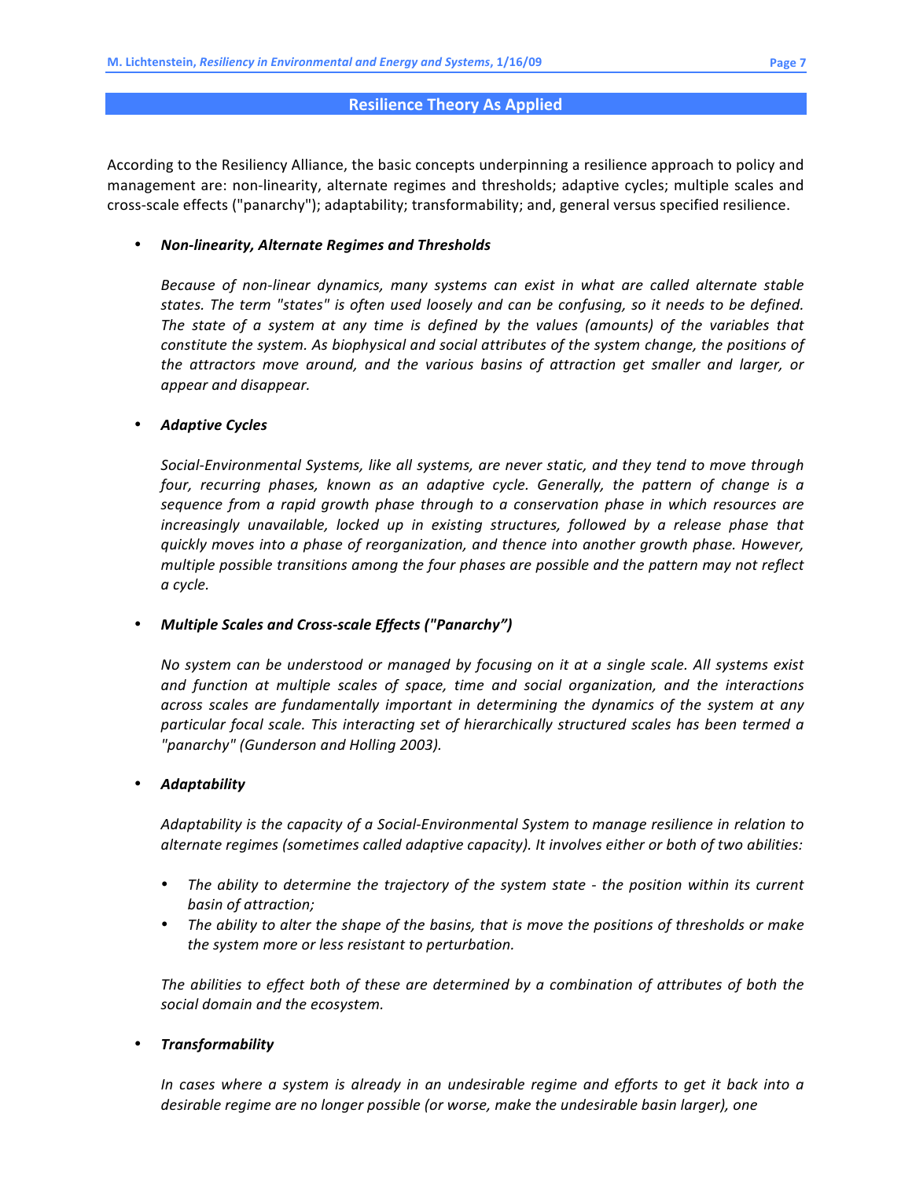## Resilience Theory As Applied

According to the Resiliency Alliance, the basic concepts underpinning a resilience approach to policy and management are: non-linearity, alternate regimes and thresholds; adaptive cycles; multiple scales and cross-scale effects ("panarchy"); adaptability; transformability; and, general versus specified resilience.

- ***Non-linearity, Alternate Regimes and Thresholds***

  *Because of non-linear dynamics, many systems can exist in what are called alternate stable states. The term "states" is often used loosely and can be confusing, so it needs to be defined. The state of a system at any time is defined by the values (amounts) of the variables that constitute the system. As biophysical and social attributes of the system change, the positions of the attractors move around, and the various basins of attraction get smaller and larger, or appear and disappear.*

- ***Adaptive Cycles***

  *Social-Environmental Systems, like all systems, are never static, and they tend to move through four, recurring phases, known as an adaptive cycle. Generally, the pattern of change is a sequence from a rapid growth phase through to a conservation phase in which resources are increasingly unavailable, locked up in existing structures, followed by a release phase that quickly moves into a phase of reorganization, and thence into another growth phase. However, multiple possible transitions among the four phases are possible and the pattern may not reflect a cycle.*

- ***Multiple Scales and Cross-scale Effects ("Panarchy")***

  *No system can be understood or managed by focusing on it at a single scale. All systems exist and function at multiple scales of space, time and social organization, and the interactions across scales are fundamentally important in determining the dynamics of the system at any particular focal scale. This interacting set of hierarchically structured scales has been termed a "panarchy" (Gunderson and Holling 2003).*

- ***Adaptability***

  *Adaptability is the capacity of a Social-Environmental System to manage resilience in relation to alternate regimes (sometimes called adaptive capacity). It involves either or both of two abilities:*

  - *The ability to determine the trajectory of the system state - the position within its current basin of attraction;*
  - *The ability to alter the shape of the basins, that is move the positions of thresholds or make the system more or less resistant to perturbation.*

  *The abilities to effect both of these are determined by a combination of attributes of both the social domain and the ecosystem.*

- ***Transformability***

  *In cases where a system is already in an undesirable regime and efforts to get it back into a desirable regime are no longer possible (or worse, make the undesirable basin larger), one*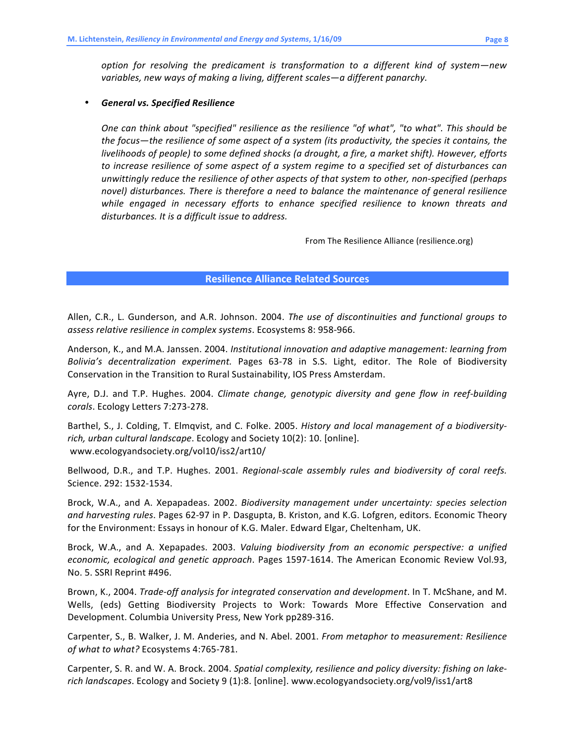*option for resolving the predicament is transformation to a different kind of system—new variables, new ways of making a living, different scales—a different panarchy.*

- ***General vs. Specified Resilience***

  *One can think about "specified" resilience as the resilience "of what", "to what". This should be the focus—the resilience of some aspect of a system (its productivity, the species it contains, the livelihoods of people) to some defined shocks (a drought, a fire, a market shift). However, efforts to increase resilience of some aspect of a system regime to a specified set of disturbances can unwittingly reduce the resilience of other aspects of that system to other, non-specified (perhaps novel) disturbances. There is therefore a need to balance the maintenance of general resilience while engaged in necessary efforts to enhance specified resilience to known threats and disturbances. It is a difficult issue to address.*

From The Resilience Alliance (resilience.org)

## Resilience Alliance Related Sources

Allen, C.R., L. Gunderson, and A.R. Johnson. 2004. *The use of discontinuities and functional groups to assess relative resilience in complex systems*. Ecosystems 8: 958-966.

Anderson, K., and M.A. Janssen. 2004. *Institutional innovation and adaptive management: learning from Bolivia's decentralization experiment.* Pages 63-78 in S.S. Light, editor. The Role of Biodiversity Conservation in the Transition to Rural Sustainability, IOS Press Amsterdam.

Ayre, D.J. and T.P. Hughes. 2004. *Climate change, genotypic diversity and gene flow in reef-building corals*. Ecology Letters 7:273-278.

Barthel, S., J. Colding, T. Elmqvist, and C. Folke. 2005. *History and local management of a biodiversity-rich, urban cultural landscape*. Ecology and Society 10(2): 10. [online]. www.ecologyandsociety.org/vol10/iss2/art10/

Bellwood, D.R., and T.P. Hughes. 2001. *Regional-scale assembly rules and biodiversity of coral reefs.* Science. 292: 1532-1534.

Brock, W.A., and A. Xepapadeas. 2002. *Biodiversity management under uncertainty: species selection and harvesting rules*. Pages 62-97 in P. Dasgupta, B. Kriston, and K.G. Lofgren, editors. Economic Theory for the Environment: Essays in honour of K.G. Maler. Edward Elgar, Cheltenham, UK.

Brock, W.A., and A. Xepapades. 2003. *Valuing biodiversity from an economic perspective: a unified economic, ecological and genetic approach*. Pages 1597-1614. The American Economic Review Vol.93, No. 5. SSRI Reprint #496.

Brown, K., 2004. *Trade-off analysis for integrated conservation and development*. In T. McShane, and M. Wells, (eds) Getting Biodiversity Projects to Work: Towards More Effective Conservation and Development. Columbia University Press, New York pp289-316.

Carpenter, S., B. Walker, J. M. Anderies, and N. Abel. 2001. *From metaphor to measurement: Resilience of what to what?* Ecosystems 4:765-781.

Carpenter, S. R. and W. A. Brock. 2004. *Spatial complexity, resilience and policy diversity: fishing on lake-rich landscapes*. Ecology and Society 9 (1):8. [online]. www.ecologyandsociety.org/vol9/iss1/art8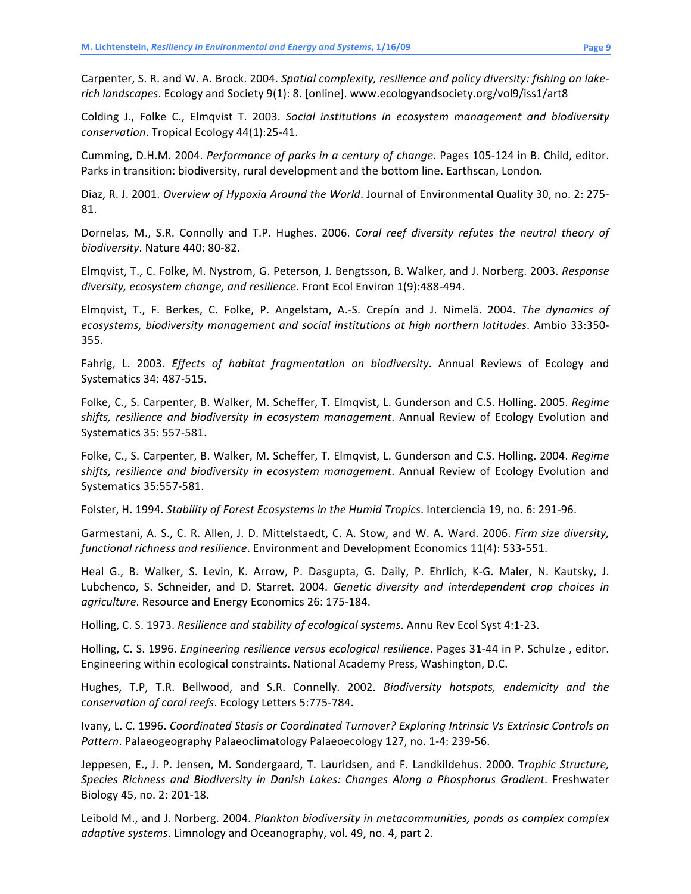Carpenter, S. R. and W. A. Brock. 2004. *Spatial complexity, resilience and policy diversity: fishing on lake-rich landscapes*. Ecology and Society 9(1): 8. [online]. www.ecologyandsociety.org/vol9/iss1/art8

Colding J., Folke C., Elmqvist T. 2003. *Social institutions in ecosystem management and biodiversity conservation*. Tropical Ecology 44(1):25-41.

Cumming, D.H.M. 2004. *Performance of parks in a century of change*. Pages 105-124 in B. Child, editor. Parks in transition: biodiversity, rural development and the bottom line. Earthscan, London.

Diaz, R. J. 2001. *Overview of Hypoxia Around the World*. Journal of Environmental Quality 30, no. 2: 275-81.

Dornelas, M., S.R. Connolly and T.P. Hughes. 2006. *Coral reef diversity refutes the neutral theory of biodiversity*. Nature 440: 80-82.

Elmqvist, T., C. Folke, M. Nystrom, G. Peterson, J. Bengtsson, B. Walker, and J. Norberg. 2003. *Response diversity, ecosystem change, and resilience*. Front Ecol Environ 1(9):488-494.

Elmqvist, T., F. Berkes, C. Folke, P. Angelstam, A.-S. Crepín and J. Nimelä. 2004. *The dynamics of ecosystems, biodiversity management and social institutions at high northern latitudes*. Ambio 33:350-355.

Fahrig, L. 2003. *Effects of habitat fragmentation on biodiversity*. Annual Reviews of Ecology and Systematics 34: 487-515.

Folke, C., S. Carpenter, B. Walker, M. Scheffer, T. Elmqvist, L. Gunderson and C.S. Holling. 2005. *Regime shifts, resilience and biodiversity in ecosystem management*. Annual Review of Ecology Evolution and Systematics 35: 557-581.

Folke, C., S. Carpenter, B. Walker, M. Scheffer, T. Elmqvist, L. Gunderson and C.S. Holling. 2004. *Regime shifts, resilience and biodiversity in ecosystem management*. Annual Review of Ecology Evolution and Systematics 35:557-581.

Folster, H. 1994. *Stability of Forest Ecosystems in the Humid Tropics*. Interciencia 19, no. 6: 291-96.

Garmestani, A. S., C. R. Allen, J. D. Mittelstaedt, C. A. Stow, and W. A. Ward. 2006. *Firm size diversity, functional richness and resilience*. Environment and Development Economics 11(4): 533-551.

Heal G., B. Walker, S. Levin, K. Arrow, P. Dasgupta, G. Daily, P. Ehrlich, K-G. Maler, N. Kautsky, J. Lubchenco, S. Schneider, and D. Starret. 2004. *Genetic diversity and interdependent crop choices in agriculture*. Resource and Energy Economics 26: 175-184.

Holling, C. S. 1973. *Resilience and stability of ecological systems*. Annu Rev Ecol Syst 4:1-23.

Holling, C. S. 1996. *Engineering resilience versus ecological resilience*. Pages 31-44 in P. Schulze , editor. Engineering within ecological constraints. National Academy Press, Washington, D.C.

Hughes, T.P, T.R. Bellwood, and S.R. Connelly. 2002. *Biodiversity hotspots, endemicity and the conservation of coral reefs*. Ecology Letters 5:775-784.

Ivany, L. C. 1996. *Coordinated Stasis or Coordinated Turnover? Exploring Intrinsic Vs Extrinsic Controls on Pattern*. Palaeogeography Palaeoclimatology Palaeoecology 127, no. 1-4: 239-56.

Jeppesen, E., J. P. Jensen, M. Sondergaard, T. Lauridsen, and F. Landkildehus. 2000. *Trophic Structure, Species Richness and Biodiversity in Danish Lakes: Changes Along a Phosphorus Gradient*. Freshwater Biology 45, no. 2: 201-18.

Leibold M., and J. Norberg. 2004. *Plankton biodiversity in metacommunities, ponds as complex complex adaptive systems*. Limnology and Oceanography, vol. 49, no. 4, part 2.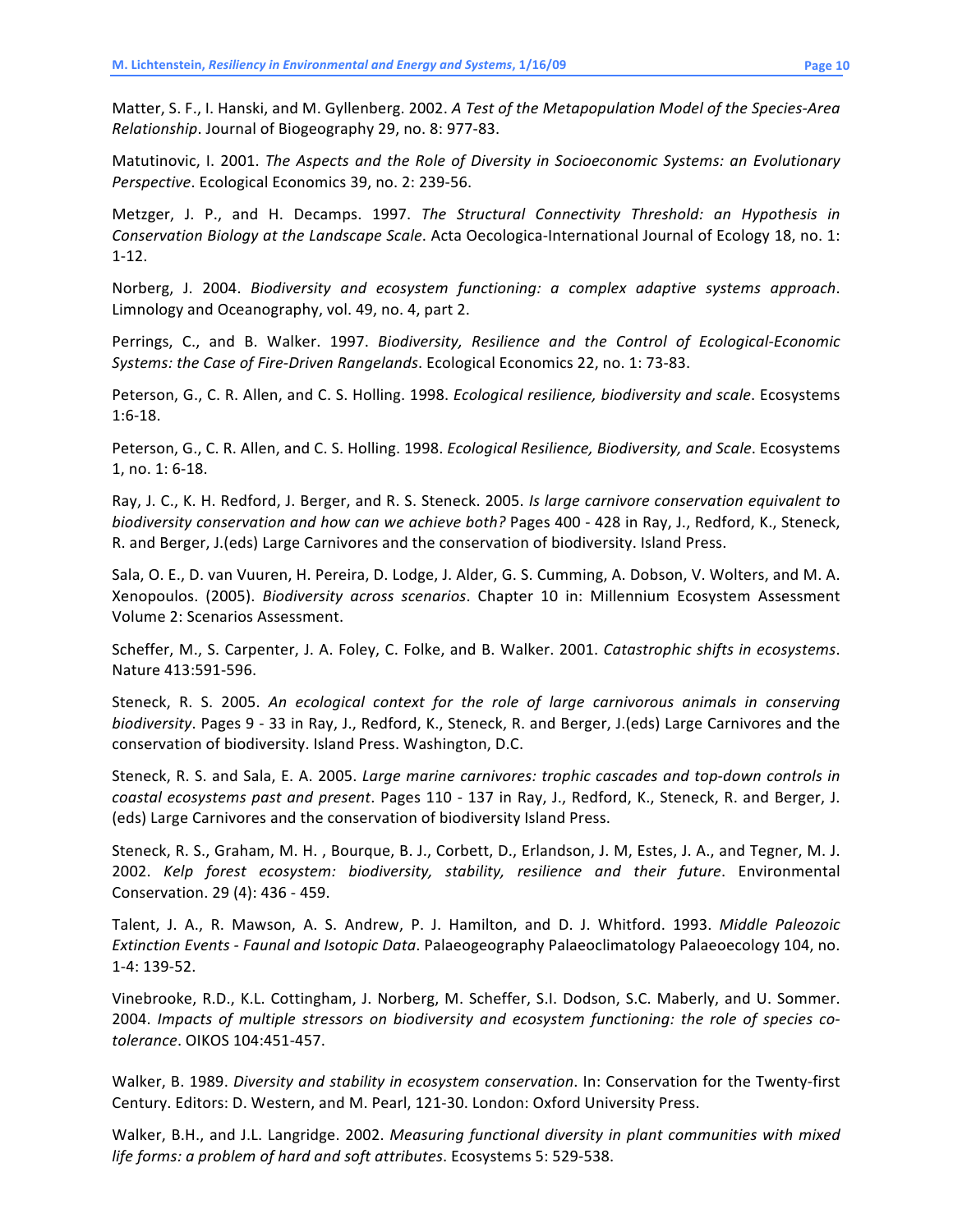Matter, S. F., I. Hanski, and M. Gyllenberg. 2002. *A Test of the Metapopulation Model of the Species-Area Relationship*. Journal of Biogeography 29, no. 8: 977-83.

Matutinovic, I. 2001. *The Aspects and the Role of Diversity in Socioeconomic Systems: an Evolutionary Perspective*. Ecological Economics 39, no. 2: 239-56.

Metzger, J. P., and H. Decamps. 1997. *The Structural Connectivity Threshold: an Hypothesis in Conservation Biology at the Landscape Scale*. Acta Oecologica-International Journal of Ecology 18, no. 1: 1-12.

Norberg, J. 2004. *Biodiversity and ecosystem functioning: a complex adaptive systems approach*. Limnology and Oceanography, vol. 49, no. 4, part 2.

Perrings, C., and B. Walker. 1997. *Biodiversity, Resilience and the Control of Ecological-Economic Systems: the Case of Fire-Driven Rangelands*. Ecological Economics 22, no. 1: 73-83.

Peterson, G., C. R. Allen, and C. S. Holling. 1998. *Ecological resilience, biodiversity and scale*. Ecosystems 1:6-18.

Peterson, G., C. R. Allen, and C. S. Holling. 1998. *Ecological Resilience, Biodiversity, and Scale*. Ecosystems 1, no. 1: 6-18.

Ray, J. C., K. H. Redford, J. Berger, and R. S. Steneck. 2005. *Is large carnivore conservation equivalent to biodiversity conservation and how can we achieve both?* Pages 400 - 428 in Ray, J., Redford, K., Steneck, R. and Berger, J.(eds) Large Carnivores and the conservation of biodiversity. Island Press.

Sala, O. E., D. van Vuuren, H. Pereira, D. Lodge, J. Alder, G. S. Cumming, A. Dobson, V. Wolters, and M. A. Xenopoulos. (2005). *Biodiversity across scenarios*. Chapter 10 in: Millennium Ecosystem Assessment Volume 2: Scenarios Assessment.

Scheffer, M., S. Carpenter, J. A. Foley, C. Folke, and B. Walker. 2001. *Catastrophic shifts in ecosystems*. Nature 413:591-596.

Steneck, R. S. 2005. *An ecological context for the role of large carnivorous animals in conserving biodiversity*. Pages 9 - 33 in Ray, J., Redford, K., Steneck, R. and Berger, J.(eds) Large Carnivores and the conservation of biodiversity. Island Press. Washington, D.C.

Steneck, R. S. and Sala, E. A. 2005. *Large marine carnivores: trophic cascades and top-down controls in coastal ecosystems past and present*. Pages 110 - 137 in Ray, J., Redford, K., Steneck, R. and Berger, J. (eds) Large Carnivores and the conservation of biodiversity Island Press.

Steneck, R. S., Graham, M. H. , Bourque, B. J., Corbett, D., Erlandson, J. M, Estes, J. A., and Tegner, M. J. 2002. *Kelp forest ecosystem: biodiversity, stability, resilience and their future*. Environmental Conservation. 29 (4): 436 - 459.

Talent, J. A., R. Mawson, A. S. Andrew, P. J. Hamilton, and D. J. Whitford. 1993. *Middle Paleozoic Extinction Events - Faunal and Isotopic Data*. Palaeogeography Palaeoclimatology Palaeoecology 104, no. 1-4: 139-52.

Vinebrooke, R.D., K.L. Cottingham, J. Norberg, M. Scheffer, S.I. Dodson, S.C. Maberly, and U. Sommer. 2004. *Impacts of multiple stressors on biodiversity and ecosystem functioning: the role of species co-tolerance*. OIKOS 104:451-457.

Walker, B. 1989. *Diversity and stability in ecosystem conservation*. In: Conservation for the Twenty-first Century. Editors: D. Western, and M. Pearl, 121-30. London: Oxford University Press.

Walker, B.H., and J.L. Langridge. 2002. *Measuring functional diversity in plant communities with mixed life forms: a problem of hard and soft attributes*. Ecosystems 5: 529-538.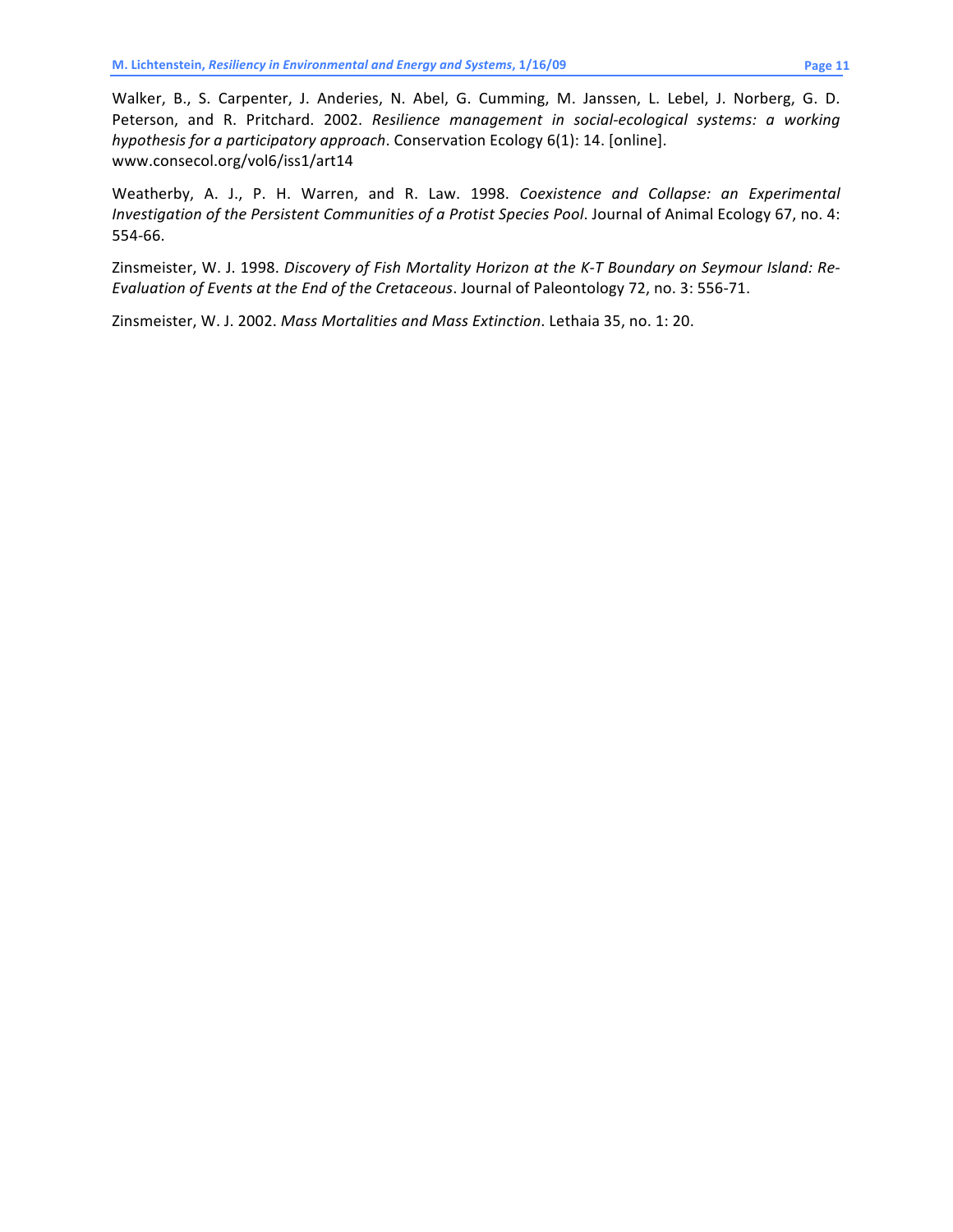Walker, B., S. Carpenter, J. Anderies, N. Abel, G. Cumming, M. Janssen, L. Lebel, J. Norberg, G. D. Peterson, and R. Pritchard. 2002. *Resilience management in social-ecological systems: a working hypothesis for a participatory approach*. Conservation Ecology 6(1): 14. [online]. www.consecol.org/vol6/iss1/art14

Weatherby, A. J., P. H. Warren, and R. Law. 1998. *Coexistence and Collapse: an Experimental Investigation of the Persistent Communities of a Protist Species Pool*. Journal of Animal Ecology 67, no. 4: 554-66.

Zinsmeister, W. J. 1998. *Discovery of Fish Mortality Horizon at the K-T Boundary on Seymour Island: Re-Evaluation of Events at the End of the Cretaceous*. Journal of Paleontology 72, no. 3: 556-71.

Zinsmeister, W. J. 2002. *Mass Mortalities and Mass Extinction*. Lethaia 35, no. 1: 20.